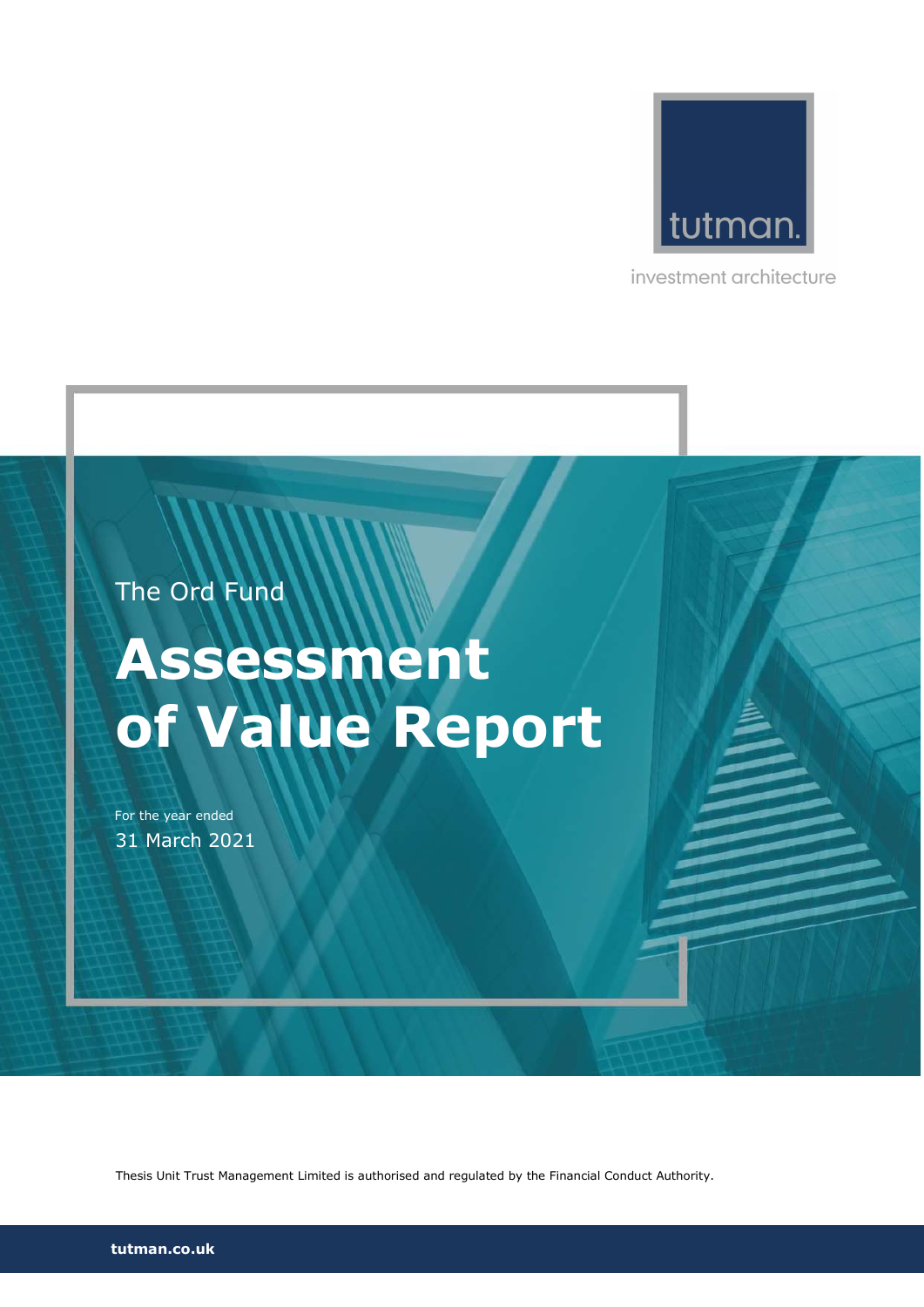tutman.

investment architecture

The Ord Fund

# Assessment of Value Report

For the year ended

31 March 2021

Thesis Unit Trust Management Limited is authorised and regulated by the Financial Conduct Authority.

**tutman.co.uk**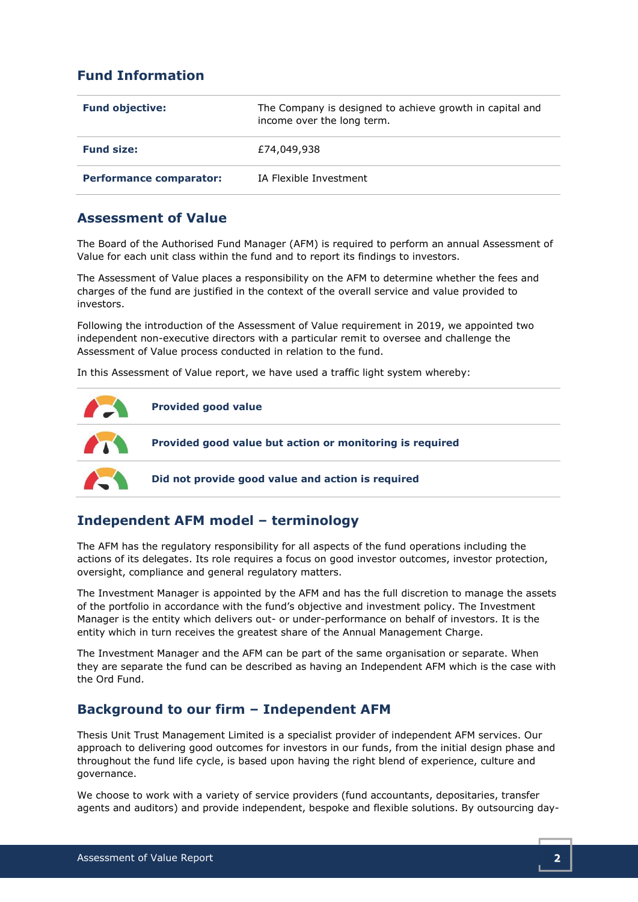## Fund Information

| | |
|---|---|
| **Fund objective:** | The Company is designed to achieve growth in capital and income over the long term. |
| **Fund size:** | £74,049,938 |
| **Performance comparator:** | IA Flexible Investment |

## Assessment of Value

The Board of the Authorised Fund Manager (AFM) is required to perform an annual Assessment of Value for each unit class within the fund and to report its findings to investors.

The Assessment of Value places a responsibility on the AFM to determine whether the fees and charges of the fund are justified in the context of the overall service and value provided to investors.

Following the introduction of the Assessment of Value requirement in 2019, we appointed two independent non-executive directors with a particular remit to oversee and challenge the Assessment of Value process conducted in relation to the fund.

In this Assessment of Value report, we have used a traffic light system whereby:

| | |
|---|---|
| | **Provided good value** |
| | **Provided good value but action or monitoring is required** |
| | **Did not provide good value and action is required** |

## Independent AFM model – terminology

The AFM has the regulatory responsibility for all aspects of the fund operations including the actions of its delegates. Its role requires a focus on good investor outcomes, investor protection, oversight, compliance and general regulatory matters.

The Investment Manager is appointed by the AFM and has the full discretion to manage the assets of the portfolio in accordance with the fund's objective and investment policy. The Investment Manager is the entity which delivers out- or under-performance on behalf of investors. It is the entity which in turn receives the greatest share of the Annual Management Charge.

The Investment Manager and the AFM can be part of the same organisation or separate. When they are separate the fund can be described as having an Independent AFM which is the case with the Ord Fund.

## Background to our firm – Independent AFM

Thesis Unit Trust Management Limited is a specialist provider of independent AFM services. Our approach to delivering good outcomes for investors in our funds, from the initial design phase and throughout the fund life cycle, is based upon having the right blend of experience, culture and governance.

We choose to work with a variety of service providers (fund accountants, depositaries, transfer agents and auditors) and provide independent, bespoke and flexible solutions. By outsourcing day-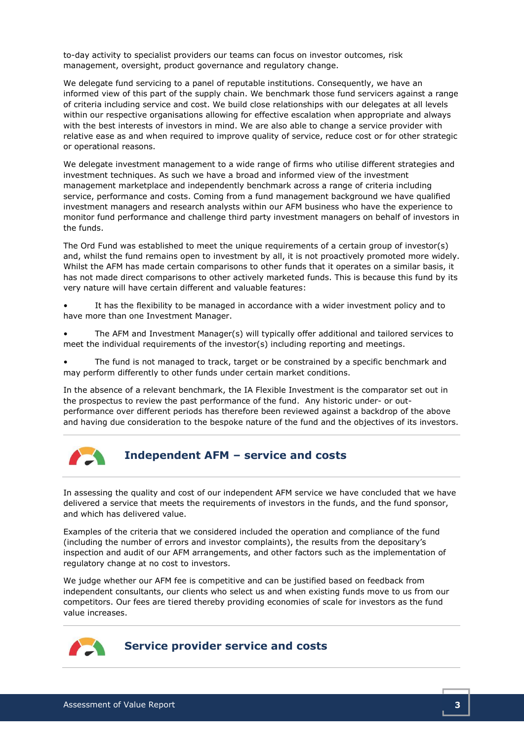to-day activity to specialist providers our teams can focus on investor outcomes, risk management, oversight, product governance and regulatory change.

We delegate fund servicing to a panel of reputable institutions. Consequently, we have an informed view of this part of the supply chain. We benchmark those fund servicers against a range of criteria including service and cost. We build close relationships with our delegates at all levels within our respective organisations allowing for effective escalation when appropriate and always with the best interests of investors in mind. We are also able to change a service provider with relative ease as and when required to improve quality of service, reduce cost or for other strategic or operational reasons.

We delegate investment management to a wide range of firms who utilise different strategies and investment techniques. As such we have a broad and informed view of the investment management marketplace and independently benchmark across a range of criteria including service, performance and costs. Coming from a fund management background we have qualified investment managers and research analysts within our AFM business who have the experience to monitor fund performance and challenge third party investment managers on behalf of investors in the funds.

The Ord Fund was established to meet the unique requirements of a certain group of investor(s) and, whilst the fund remains open to investment by all, it is not proactively promoted more widely. Whilst the AFM has made certain comparisons to other funds that it operates on a similar basis, it has not made direct comparisons to other actively marketed funds. This is because this fund by its very nature will have certain different and valuable features:

- It has the flexibility to be managed in accordance with a wider investment policy and to have more than one Investment Manager.
- The AFM and Investment Manager(s) will typically offer additional and tailored services to meet the individual requirements of the investor(s) including reporting and meetings.
- The fund is not managed to track, target or be constrained by a specific benchmark and may perform differently to other funds under certain market conditions.

In the absence of a relevant benchmark, the IA Flexible Investment is the comparator set out in the prospectus to review the past performance of the fund. Any historic under- or out-performance over different periods has therefore been reviewed against a backdrop of the above and having due consideration to the bespoke nature of the fund and the objectives of its investors.

## Independent AFM – service and costs

In assessing the quality and cost of our independent AFM service we have concluded that we have delivered a service that meets the requirements of investors in the funds, and the fund sponsor, and which has delivered value.

Examples of the criteria that we considered included the operation and compliance of the fund (including the number of errors and investor complaints), the results from the depositary's inspection and audit of our AFM arrangements, and other factors such as the implementation of regulatory change at no cost to investors.

We judge whether our AFM fee is competitive and can be justified based on feedback from independent consultants, our clients who select us and when existing funds move to us from our competitors. Our fees are tiered thereby providing economies of scale for investors as the fund value increases.

## Service provider service and costs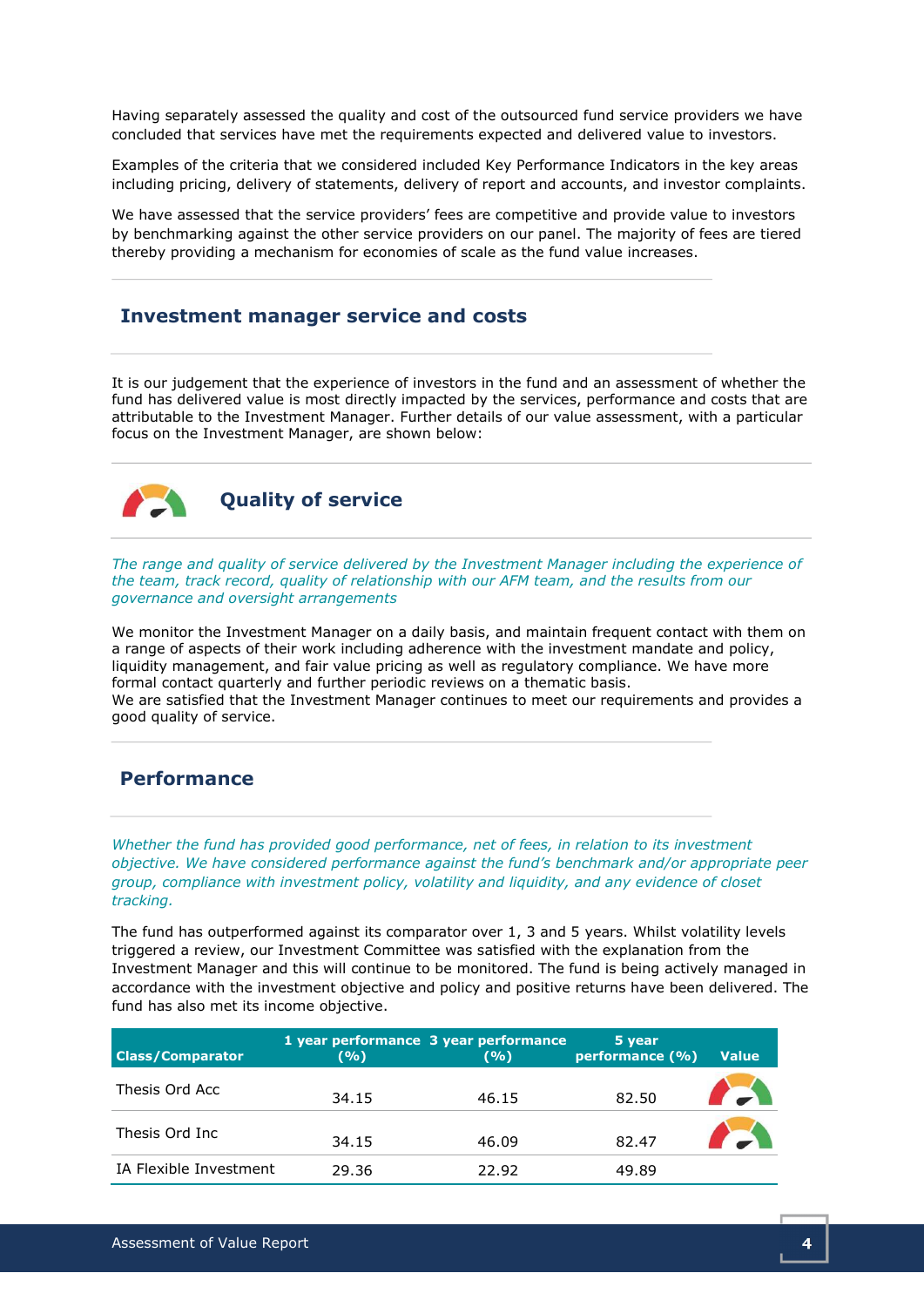Having separately assessed the quality and cost of the outsourced fund service providers we have concluded that services have met the requirements expected and delivered value to investors.

Examples of the criteria that we considered included Key Performance Indicators in the key areas including pricing, delivery of statements, delivery of report and accounts, and investor complaints.

We have assessed that the service providers' fees are competitive and provide value to investors by benchmarking against the other service providers on our panel. The majority of fees are tiered thereby providing a mechanism for economies of scale as the fund value increases.

## Investment manager service and costs

It is our judgement that the experience of investors in the fund and an assessment of whether the fund has delivered value is most directly impacted by the services, performance and costs that are attributable to the Investment Manager. Further details of our value assessment, with a particular focus on the Investment Manager, are shown below:

### Quality of service

*The range and quality of service delivered by the Investment Manager including the experience of the team, track record, quality of relationship with our AFM team, and the results from our governance and oversight arrangements*

We monitor the Investment Manager on a daily basis, and maintain frequent contact with them on a range of aspects of their work including adherence with the investment mandate and policy, liquidity management, and fair value pricing as well as regulatory compliance. We have more formal contact quarterly and further periodic reviews on a thematic basis.
We are satisfied that the Investment Manager continues to meet our requirements and provides a good quality of service.

## Performance

*Whether the fund has provided good performance, net of fees, in relation to its investment objective. We have considered performance against the fund's benchmark and/or appropriate peer group, compliance with investment policy, volatility and liquidity, and any evidence of closet tracking.*

The fund has outperformed against its comparator over 1, 3 and 5 years. Whilst volatility levels triggered a review, our Investment Committee was satisfied with the explanation from the Investment Manager and this will continue to be monitored. The fund is being actively managed in accordance with the investment objective and policy and positive returns have been delivered. The fund has also met its income objective.

| Class/Comparator | 1 year performance (%) | 3 year performance (%) | 5 year performance (%) | Value |
|---|---|---|---|---|
| Thesis Ord Acc | 34.15 | 46.15 | 82.50 | |
| Thesis Ord Inc | 34.15 | 46.09 | 82.47 | |
| IA Flexible Investment | 29.36 | 22.92 | 49.89 | |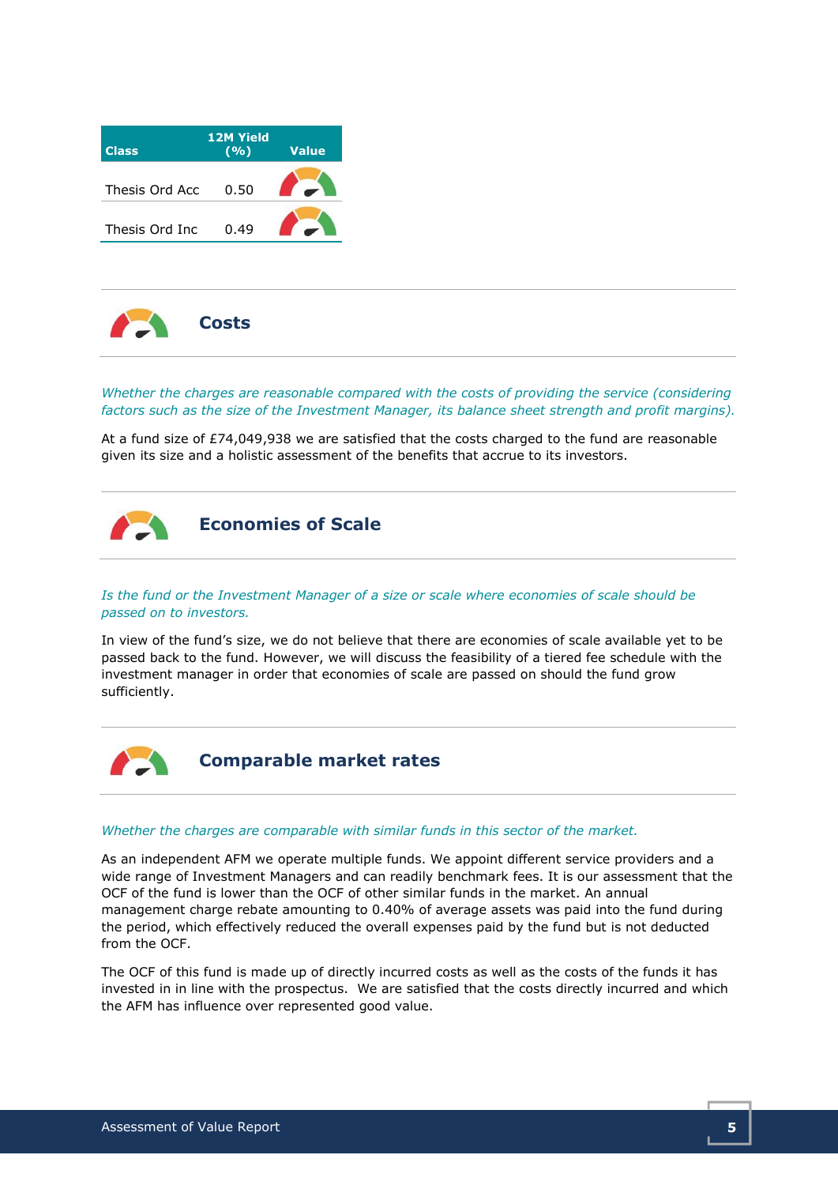| Class | 12M Yield (%) | Value |
|---|---|---|
| Thesis Ord Acc | 0.50 | |
| Thesis Ord Inc | 0.49 | |

## Costs

*Whether the charges are reasonable compared with the costs of providing the service (considering factors such as the size of the Investment Manager, its balance sheet strength and profit margins).*

At a fund size of £74,049,938 we are satisfied that the costs charged to the fund are reasonable given its size and a holistic assessment of the benefits that accrue to its investors.

## Economies of Scale

*Is the fund or the Investment Manager of a size or scale where economies of scale should be passed on to investors.*

In view of the fund's size, we do not believe that there are economies of scale available yet to be passed back to the fund. However, we will discuss the feasibility of a tiered fee schedule with the investment manager in order that economies of scale are passed on should the fund grow sufficiently.

## Comparable market rates

*Whether the charges are comparable with similar funds in this sector of the market.*

As an independent AFM we operate multiple funds. We appoint different service providers and a wide range of Investment Managers and can readily benchmark fees. It is our assessment that the OCF of the fund is lower than the OCF of other similar funds in the market. An annual management charge rebate amounting to 0.40% of average assets was paid into the fund during the period, which effectively reduced the overall expenses paid by the fund but is not deducted from the OCF.

The OCF of this fund is made up of directly incurred costs as well as the costs of the funds it has invested in in line with the prospectus. We are satisfied that the costs directly incurred and which the AFM has influence over represented good value.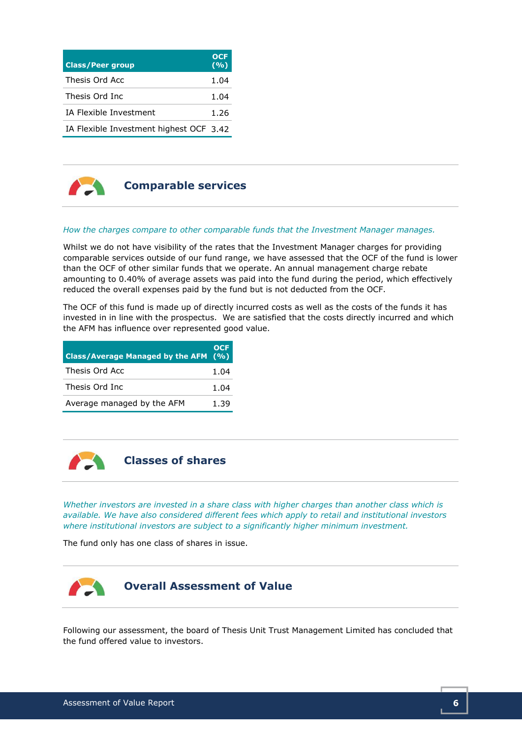| Class/Peer group | OCF (%) |
|---|---|
| Thesis Ord Acc | 1.04 |
| Thesis Ord Inc | 1.04 |
| IA Flexible Investment | 1.26 |
| IA Flexible Investment highest OCF | 3.42 |

## Comparable services

*How the charges compare to other comparable funds that the Investment Manager manages.*

Whilst we do not have visibility of the rates that the Investment Manager charges for providing comparable services outside of our fund range, we have assessed that the OCF of the fund is lower than the OCF of other similar funds that we operate. An annual management charge rebate amounting to 0.40% of average assets was paid into the fund during the period, which effectively reduced the overall expenses paid by the fund but is not deducted from the OCF.

The OCF of this fund is made up of directly incurred costs as well as the costs of the funds it has invested in in line with the prospectus. We are satisfied that the costs directly incurred and which the AFM has influence over represented good value.

| Class/Average Managed by the AFM | OCF (%) |
|---|---|
| Thesis Ord Acc | 1.04 |
| Thesis Ord Inc | 1.04 |
| Average managed by the AFM | 1.39 |

## Classes of shares

*Whether investors are invested in a share class with higher charges than another class which is available. We have also considered different fees which apply to retail and institutional investors where institutional investors are subject to a significantly higher minimum investment.*

The fund only has one class of shares in issue.

## Overall Assessment of Value

Following our assessment, the board of Thesis Unit Trust Management Limited has concluded that the fund offered value to investors.